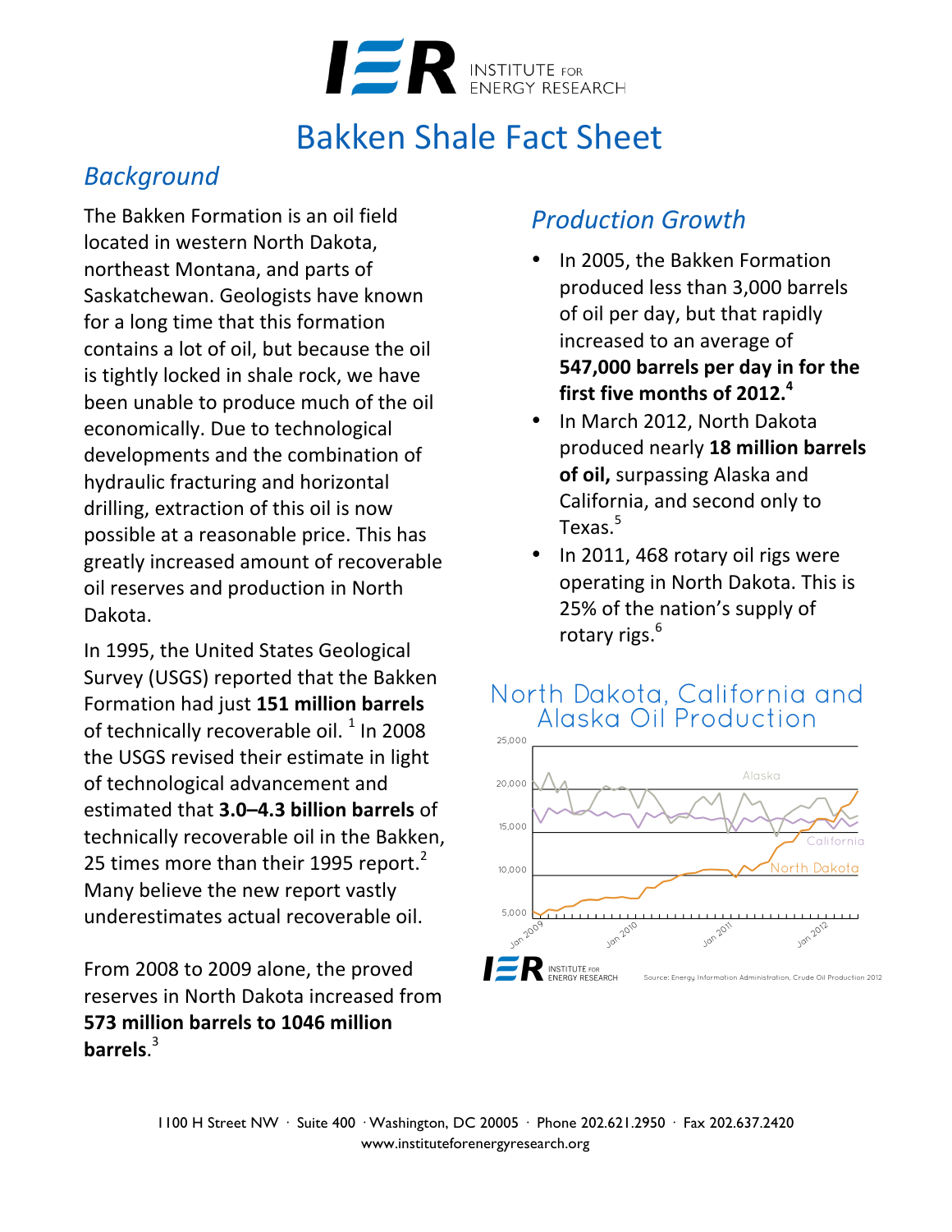# Bakken Shale Fact Sheet

## *Background*

The Bakken Formation is an oil field located in western North Dakota, northeast Montana, and parts of Saskatchewan. Geologists have known for a long time that this formation contains a lot of oil, but because the oil is tightly locked in shale rock, we have been unable to produce much of the oil economically. Due to technological developments and the combination of hydraulic fracturing and horizontal drilling, extraction of this oil is now possible at a reasonable price. This has greatly increased amount of recoverable oil reserves and production in North Dakota.

In 1995, the United States Geological Survey (USGS) reported that the Bakken Formation had just **151 million barrels** of technically recoverable oil. [1] In 2008 the USGS revised their estimate in light of technological advancement and estimated that **3.0–4.3 billion barrels** of technically recoverable oil in the Bakken, 25 times more than their 1995 report.[2] Many believe the new report vastly underestimates actual recoverable oil.

From 2008 to 2009 alone, the proved reserves in North Dakota increased from **573 million barrels to 1046 million barrels**.[3]

## *Production Growth*

- In 2005, the Bakken Formation produced less than 3,000 barrels of oil per day, but that rapidly increased to an average of **547,000 barrels per day in for the first five months of 2012.**[4]
- In March 2012, North Dakota produced nearly **18 million barrels of oil,** surpassing Alaska and California, and second only to Texas.[5]
- In 2011, 468 rotary oil rigs were operating in North Dakota. This is 25% of the nation's supply of rotary rigs.[6]

North Dakota, California and Alaska Oil Production

Source: Energy Information Administration, Crude Oil Production 2012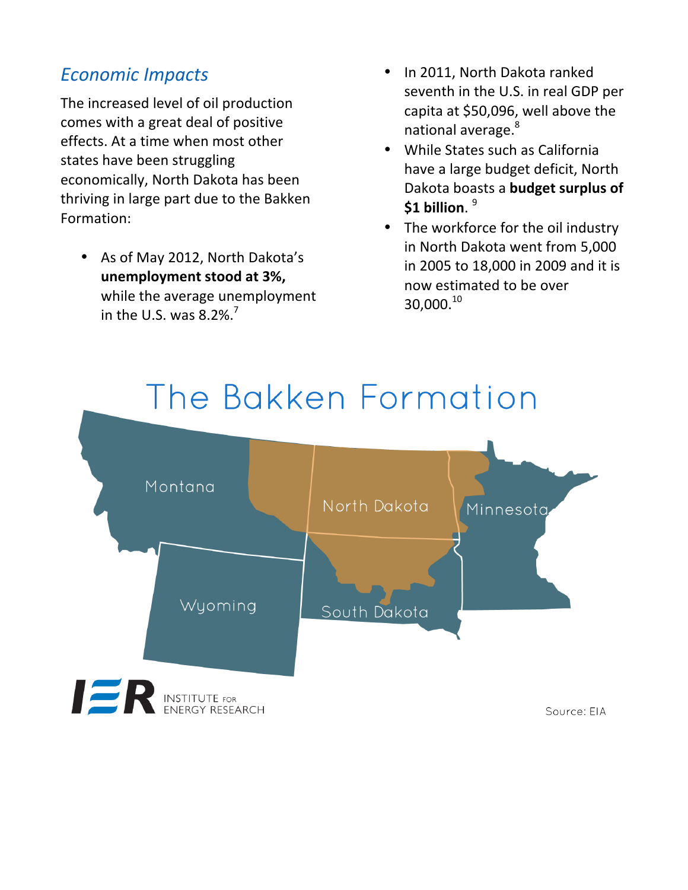### *Economic Impacts*

The increased level of oil production comes with a great deal of positive effects. At a time when most other states have been struggling economically, North Dakota has been thriving in large part due to the Bakken Formation:

- As of May 2012, North Dakota's **unemployment stood at 3%,** while the average unemployment in the U.S. was 8.2%.[7]
- In 2011, North Dakota ranked seventh in the U.S. in real GDP per capita at $50,096, well above the national average.[8]
- While States such as California have a large budget deficit, North Dakota boasts a **budget surplus of $1 billion**.[9]
- The workforce for the oil industry in North Dakota went from 5,000 in 2005 to 18,000 in 2009 and it is now estimated to be over 30,000.[10]

The Bakken Formation

Montana

North Dakota

Minnesota

Wyoming

South Dakota

IER INSTITUTE FOR ENERGY RESEARCH

Source: EIA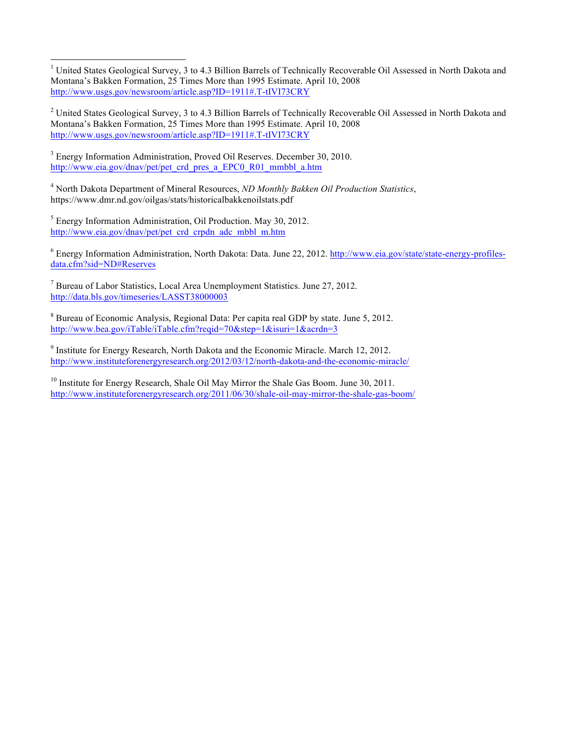[1] United States Geological Survey, 3 to 4.3 Billion Barrels of Technically Recoverable Oil Assessed in North Dakota and Montana's Bakken Formation, 25 Times More than 1995 Estimate. April 10, 2008 http://www.usgs.gov/newsroom/article.asp?ID=1911#.T-tIVI73CRY

[2] United States Geological Survey, 3 to 4.3 Billion Barrels of Technically Recoverable Oil Assessed in North Dakota and Montana's Bakken Formation, 25 Times More than 1995 Estimate. April 10, 2008 http://www.usgs.gov/newsroom/article.asp?ID=1911#.T-tIVI73CRY

[3] Energy Information Administration, Proved Oil Reserves. December 30, 2010. http://www.eia.gov/dnav/pet/pet_crd_pres_a_EPC0_R01_mmbbl_a.htm

[4] North Dakota Department of Mineral Resources, *ND Monthly Bakken Oil Production Statistics*, https://www.dmr.nd.gov/oilgas/stats/historicalbakkenoilstats.pdf

[5] Energy Information Administration, Oil Production. May 30, 2012. http://www.eia.gov/dnav/pet/pet_crd_crpdn_adc_mbbl_m.htm

[6] Energy Information Administration, North Dakota: Data. June 22, 2012. http://www.eia.gov/state/state-energy-profiles-data.cfm?sid=ND#Reserves

[7] Bureau of Labor Statistics, Local Area Unemployment Statistics. June 27, 2012. http://data.bls.gov/timeseries/LASST38000003

[8] Bureau of Economic Analysis, Regional Data: Per capita real GDP by state. June 5, 2012. http://www.bea.gov/iTable/iTable.cfm?reqid=70&step=1&isuri=1&acrdn=3

[9] Institute for Energy Research, North Dakota and the Economic Miracle. March 12, 2012. http://www.instituteforenergyresearch.org/2012/03/12/north-dakota-and-the-economic-miracle/

[10] Institute for Energy Research, Shale Oil May Mirror the Shale Gas Boom. June 30, 2011. http://www.instituteforenergyresearch.org/2011/06/30/shale-oil-may-mirror-the-shale-gas-boom/